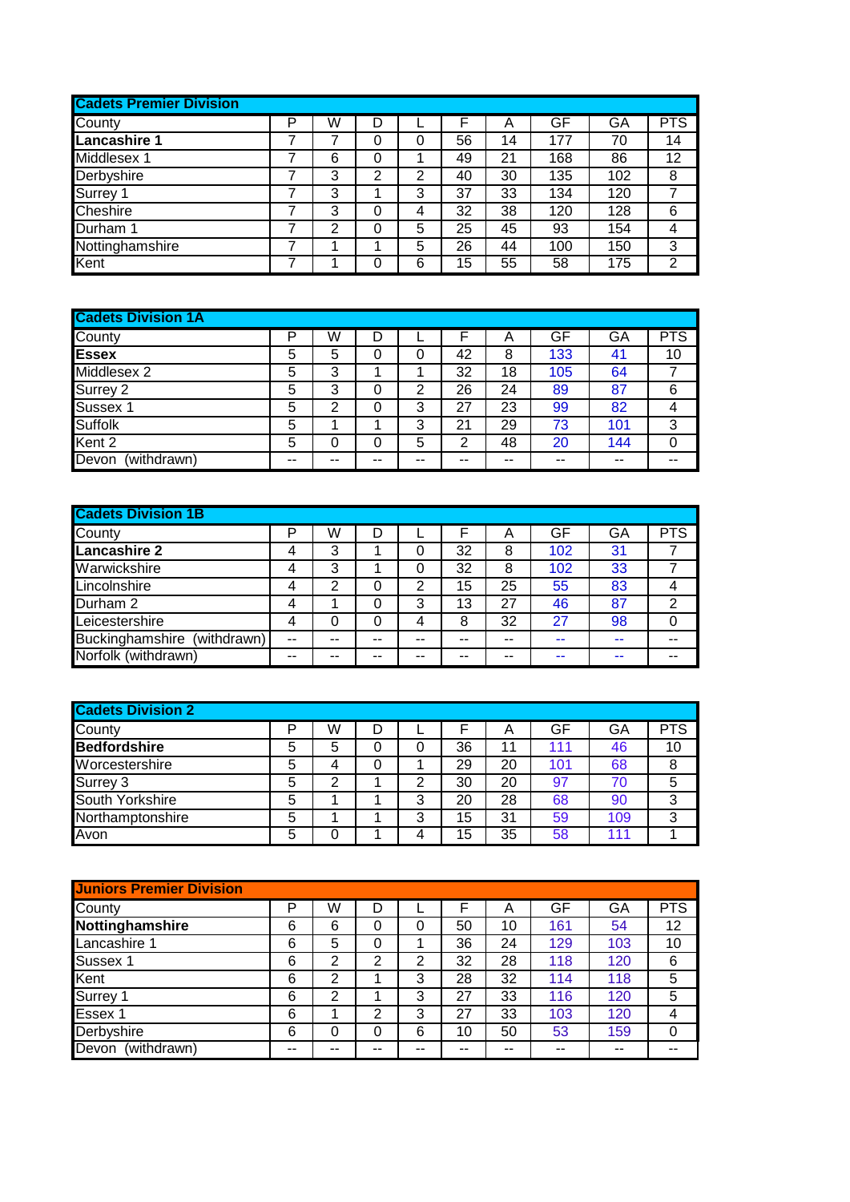## Cadets Premier Division

| County | P | W | D | L | F | A | GF | GA | PTS |
|---|---|---|---|---|---|---|---|---|---|
| **Lancashire 1** | 7 | 7 | 0 | 0 | 56 | 14 | 177 | 70 | 14 |
| Middlesex 1 | 7 | 6 | 0 | 1 | 49 | 21 | 168 | 86 | 12 |
| Derbyshire | 7 | 3 | 2 | 2 | 40 | 30 | 135 | 102 | 8 |
| Surrey 1 | 7 | 3 | 1 | 3 | 37 | 33 | 134 | 120 | 7 |
| Cheshire | 7 | 3 | 0 | 4 | 32 | 38 | 120 | 128 | 6 |
| Durham 1 | 7 | 2 | 0 | 5 | 25 | 45 | 93 | 154 | 4 |
| Nottinghamshire | 7 | 1 | 1 | 5 | 26 | 44 | 100 | 150 | 3 |
| Kent | 7 | 1 | 0 | 6 | 15 | 55 | 58 | 175 | 2 |

## Cadets Division 1A

| County | P | W | D | L | F | A | GF | GA | PTS |
|---|---|---|---|---|---|---|---|---|---|
| **Essex** | 5 | 5 | 0 | 0 | 42 | 8 | 133 | 41 | 10 |
| Middlesex 2 | 5 | 3 | 1 | 1 | 32 | 18 | 105 | 64 | 7 |
| Surrey 2 | 5 | 3 | 0 | 2 | 26 | 24 | 89 | 87 | 6 |
| Sussex 1 | 5 | 2 | 0 | 3 | 27 | 23 | 99 | 82 | 4 |
| Suffolk | 5 | 1 | 1 | 3 | 21 | 29 | 73 | 101 | 3 |
| Kent 2 | 5 | 0 | 0 | 5 | 2 | 48 | 20 | 144 | 0 |
| Devon (withdrawn) | -- | -- | -- | -- | -- | -- | -- | -- | -- |

## Cadets Division 1B

| County | P | W | D | L | F | A | GF | GA | PTS |
|---|---|---|---|---|---|---|---|---|---|
| **Lancashire 2** | 4 | 3 | 1 | 0 | 32 | 8 | 102 | 31 | 7 |
| Warwickshire | 4 | 3 | 1 | 0 | 32 | 8 | 102 | 33 | 7 |
| Lincolnshire | 4 | 2 | 0 | 2 | 15 | 25 | 55 | 83 | 4 |
| Durham 2 | 4 | 1 | 0 | 3 | 13 | 27 | 46 | 87 | 2 |
| Leicestershire | 4 | 0 | 0 | 4 | 8 | 32 | 27 | 98 | 0 |
| Buckinghamshire (withdrawn) | -- | -- | -- | -- | -- | -- | -- | -- | -- |
| Norfolk (withdrawn) | -- | -- | -- | -- | -- | -- | -- | -- | -- |

## Cadets Division 2

| County | P | W | D | L | F | A | GF | GA | PTS |
|---|---|---|---|---|---|---|---|---|---|
| **Bedfordshire** | 5 | 5 | 0 | 0 | 36 | 11 | 111 | 46 | 10 |
| Worcestershire | 5 | 4 | 0 | 1 | 29 | 20 | 101 | 68 | 8 |
| Surrey 3 | 5 | 2 | 1 | 2 | 30 | 20 | 97 | 70 | 5 |
| South Yorkshire | 5 | 1 | 1 | 3 | 20 | 28 | 68 | 90 | 3 |
| Northamptonshire | 5 | 1 | 1 | 3 | 15 | 31 | 59 | 109 | 3 |
| Avon | 5 | 0 | 1 | 4 | 15 | 35 | 58 | 111 | 1 |

## Juniors Premier Division

| County | P | W | D | L | F | A | GF | GA | PTS |
|---|---|---|---|---|---|---|---|---|---|
| **Nottinghamshire** | 6 | 6 | 0 | 0 | 50 | 10 | 161 | 54 | 12 |
| Lancashire 1 | 6 | 5 | 0 | 1 | 36 | 24 | 129 | 103 | 10 |
| Sussex 1 | 6 | 2 | 2 | 2 | 32 | 28 | 118 | 120 | 6 |
| Kent | 6 | 2 | 1 | 3 | 28 | 32 | 114 | 118 | 5 |
| Surrey 1 | 6 | 2 | 1 | 3 | 27 | 33 | 116 | 120 | 5 |
| Essex 1 | 6 | 1 | 2 | 3 | 27 | 33 | 103 | 120 | 4 |
| Derbyshire | 6 | 0 | 0 | 6 | 10 | 50 | 53 | 159 | 0 |
| Devon (withdrawn) | -- | -- | -- | -- | -- | -- | -- | -- | -- |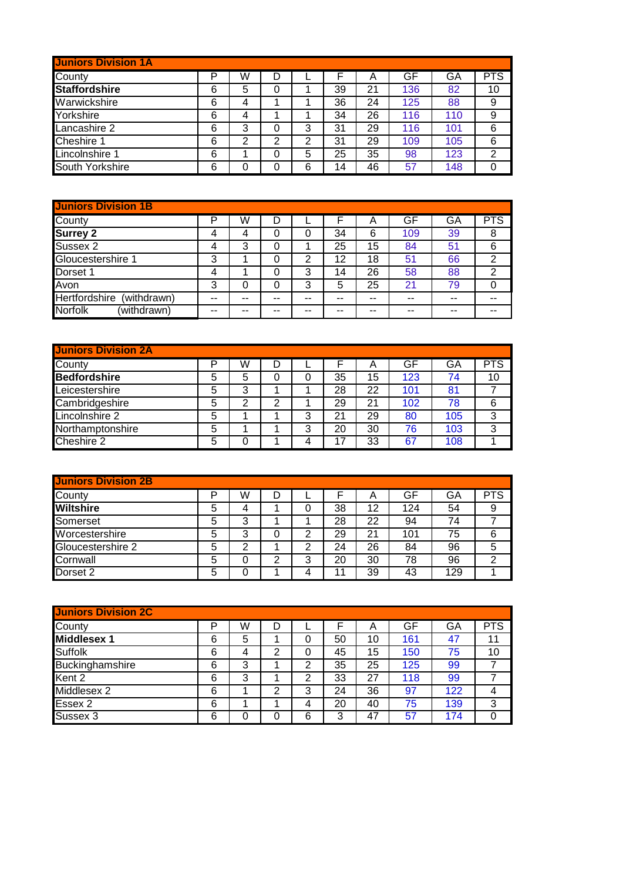| Juniors Division 1A | | | | | | | | | |
|---|---|---|---|---|---|---|---|---|---|
| County | P | W | D | L | F | A | GF | GA | PTS |
| **Staffordshire** | 6 | 5 | 0 | 1 | 39 | 21 | 136 | 82 | 10 |
| Warwickshire | 6 | 4 | 1 | 1 | 36 | 24 | 125 | 88 | 9 |
| Yorkshire | 6 | 4 | 1 | 1 | 34 | 26 | 116 | 110 | 9 |
| Lancashire 2 | 6 | 3 | 0 | 3 | 31 | 29 | 116 | 101 | 6 |
| Cheshire 1 | 6 | 2 | 2 | 2 | 31 | 29 | 109 | 105 | 6 |
| Lincolnshire 1 | 6 | 1 | 0 | 5 | 25 | 35 | 98 | 123 | 2 |
| South Yorkshire | 6 | 0 | 0 | 6 | 14 | 46 | 57 | 148 | 0 |

| Juniors Division 1B | | | | | | | | | |
|---|---|---|---|---|---|---|---|---|---|
| County | P | W | D | L | F | A | GF | GA | PTS |
| **Surrey 2** | 4 | 4 | 0 | 0 | 34 | 6 | 109 | 39 | 8 |
| Sussex 2 | 4 | 3 | 0 | 1 | 25 | 15 | 84 | 51 | 6 |
| Gloucestershire 1 | 3 | 1 | 0 | 2 | 12 | 18 | 51 | 66 | 2 |
| Dorset 1 | 4 | 1 | 0 | 3 | 14 | 26 | 58 | 88 | 2 |
| Avon | 3 | 0 | 0 | 3 | 5 | 25 | 21 | 79 | 0 |
| Hertfordshire (withdrawn) | -- | -- | -- | -- | -- | -- | -- | -- | -- |
| Norfolk (withdrawn) | -- | -- | -- | -- | -- | -- | -- | -- | -- |

| Juniors Division 2A | | | | | | | | | |
|---|---|---|---|---|---|---|---|---|---|
| County | P | W | D | L | F | A | GF | GA | PTS |
| **Bedfordshire** | 5 | 5 | 0 | 0 | 35 | 15 | 123 | 74 | 10 |
| Leicestershire | 5 | 3 | 1 | 1 | 28 | 22 | 101 | 81 | 7 |
| Cambridgeshire | 5 | 2 | 2 | 1 | 29 | 21 | 102 | 78 | 6 |
| Lincolnshire 2 | 5 | 1 | 1 | 3 | 21 | 29 | 80 | 105 | 3 |
| Northamptonshire | 5 | 1 | 1 | 3 | 20 | 30 | 76 | 103 | 3 |
| Cheshire 2 | 5 | 0 | 1 | 4 | 17 | 33 | 67 | 108 | 1 |

| Juniors Division 2B | | | | | | | | | |
|---|---|---|---|---|---|---|---|---|---|
| County | P | W | D | L | F | A | GF | GA | PTS |
| **Wiltshire** | 5 | 4 | 1 | 0 | 38 | 12 | 124 | 54 | 9 |
| Somerset | 5 | 3 | 1 | 1 | 28 | 22 | 94 | 74 | 7 |
| Worcestershire | 5 | 3 | 0 | 2 | 29 | 21 | 101 | 75 | 6 |
| Gloucestershire 2 | 5 | 2 | 1 | 2 | 24 | 26 | 84 | 96 | 5 |
| Cornwall | 5 | 0 | 2 | 3 | 20 | 30 | 78 | 96 | 2 |
| Dorset 2 | 5 | 0 | 1 | 4 | 11 | 39 | 43 | 129 | 1 |

| Juniors Division 2C | | | | | | | | | |
|---|---|---|---|---|---|---|---|---|---|
| County | P | W | D | L | F | A | GF | GA | PTS |
| **Middlesex 1** | 6 | 5 | 1 | 0 | 50 | 10 | 161 | 47 | 11 |
| Suffolk | 6 | 4 | 2 | 0 | 45 | 15 | 150 | 75 | 10 |
| Buckinghamshire | 6 | 3 | 1 | 2 | 35 | 25 | 125 | 99 | 7 |
| Kent 2 | 6 | 3 | 1 | 2 | 33 | 27 | 118 | 99 | 7 |
| Middlesex 2 | 6 | 1 | 2 | 3 | 24 | 36 | 97 | 122 | 4 |
| Essex 2 | 6 | 1 | 1 | 4 | 20 | 40 | 75 | 139 | 3 |
| Sussex 3 | 6 | 0 | 0 | 6 | 3 | 47 | 57 | 174 | 0 |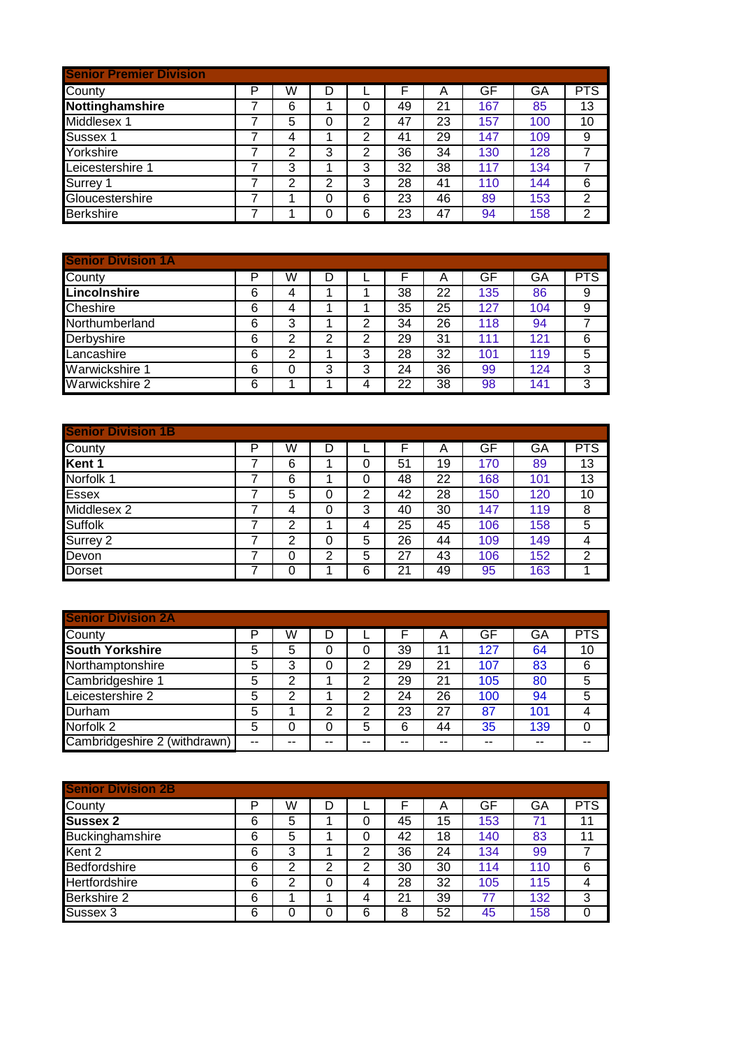| Senior Premier Division | | | | | | | | | |
|---|---|---|---|---|---|---|---|---|---|
| County | P | W | D | L | F | A | GF | GA | PTS |
| **Nottinghamshire** | 7 | 6 | 1 | 0 | 49 | 21 | 167 | 85 | 13 |
| Middlesex 1 | 7 | 5 | 0 | 2 | 47 | 23 | 157 | 100 | 10 |
| Sussex 1 | 7 | 4 | 1 | 2 | 41 | 29 | 147 | 109 | 9 |
| Yorkshire | 7 | 2 | 3 | 2 | 36 | 34 | 130 | 128 | 7 |
| Leicestershire 1 | 7 | 3 | 1 | 3 | 32 | 38 | 117 | 134 | 7 |
| Surrey 1 | 7 | 2 | 2 | 3 | 28 | 41 | 110 | 144 | 6 |
| Gloucestershire | 7 | 1 | 0 | 6 | 23 | 46 | 89 | 153 | 2 |
| Berkshire | 7 | 1 | 0 | 6 | 23 | 47 | 94 | 158 | 2 |

| Senior Division 1A | | | | | | | | | |
|---|---|---|---|---|---|---|---|---|---|
| County | P | W | D | L | F | A | GF | GA | PTS |
| **Lincolnshire** | 6 | 4 | 1 | 1 | 38 | 22 | 135 | 86 | 9 |
| Cheshire | 6 | 4 | 1 | 1 | 35 | 25 | 127 | 104 | 9 |
| Northumberland | 6 | 3 | 1 | 2 | 34 | 26 | 118 | 94 | 7 |
| Derbyshire | 6 | 2 | 2 | 2 | 29 | 31 | 111 | 121 | 6 |
| Lancashire | 6 | 2 | 1 | 3 | 28 | 32 | 101 | 119 | 5 |
| Warwickshire 1 | 6 | 0 | 3 | 3 | 24 | 36 | 99 | 124 | 3 |
| Warwickshire 2 | 6 | 1 | 1 | 4 | 22 | 38 | 98 | 141 | 3 |

| Senior Division 1B | | | | | | | | | |
|---|---|---|---|---|---|---|---|---|---|
| County | P | W | D | L | F | A | GF | GA | PTS |
| **Kent 1** | 7 | 6 | 1 | 0 | 51 | 19 | 170 | 89 | 13 |
| Norfolk 1 | 7 | 6 | 1 | 0 | 48 | 22 | 168 | 101 | 13 |
| Essex | 7 | 5 | 0 | 2 | 42 | 28 | 150 | 120 | 10 |
| Middlesex 2 | 7 | 4 | 0 | 3 | 40 | 30 | 147 | 119 | 8 |
| Suffolk | 7 | 2 | 1 | 4 | 25 | 45 | 106 | 158 | 5 |
| Surrey 2 | 7 | 2 | 0 | 5 | 26 | 44 | 109 | 149 | 4 |
| Devon | 7 | 0 | 2 | 5 | 27 | 43 | 106 | 152 | 2 |
| Dorset | 7 | 0 | 1 | 6 | 21 | 49 | 95 | 163 | 1 |

| Senior Division 2A | | | | | | | | | |
|---|---|---|---|---|---|---|---|---|---|
| County | P | W | D | L | F | A | GF | GA | PTS |
| **South Yorkshire** | 5 | 5 | 0 | 0 | 39 | 11 | 127 | 64 | 10 |
| Northamptonshire | 5 | 3 | 0 | 2 | 29 | 21 | 107 | 83 | 6 |
| Cambridgeshire 1 | 5 | 2 | 1 | 2 | 29 | 21 | 105 | 80 | 5 |
| Leicestershire 2 | 5 | 2 | 1 | 2 | 24 | 26 | 100 | 94 | 5 |
| Durham | 5 | 1 | 2 | 2 | 23 | 27 | 87 | 101 | 4 |
| Norfolk 2 | 5 | 0 | 0 | 5 | 6 | 44 | 35 | 139 | 0 |
| Cambridgeshire 2 (withdrawn) | -- | -- | -- | -- | -- | -- | -- | -- | -- |

| Senior Division 2B | | | | | | | | | |
|---|---|---|---|---|---|---|---|---|---|
| County | P | W | D | L | F | A | GF | GA | PTS |
| **Sussex 2** | 6 | 5 | 1 | 0 | 45 | 15 | 153 | 71 | 11 |
| Buckinghamshire | 6 | 5 | 1 | 0 | 42 | 18 | 140 | 83 | 11 |
| Kent 2 | 6 | 3 | 1 | 2 | 36 | 24 | 134 | 99 | 7 |
| Bedfordshire | 6 | 2 | 2 | 2 | 30 | 30 | 114 | 110 | 6 |
| Hertfordshire | 6 | 2 | 0 | 4 | 28 | 32 | 105 | 115 | 4 |
| Berkshire 2 | 6 | 1 | 1 | 4 | 21 | 39 | 77 | 132 | 3 |
| Sussex 3 | 6 | 0 | 0 | 6 | 8 | 52 | 45 | 158 | 0 |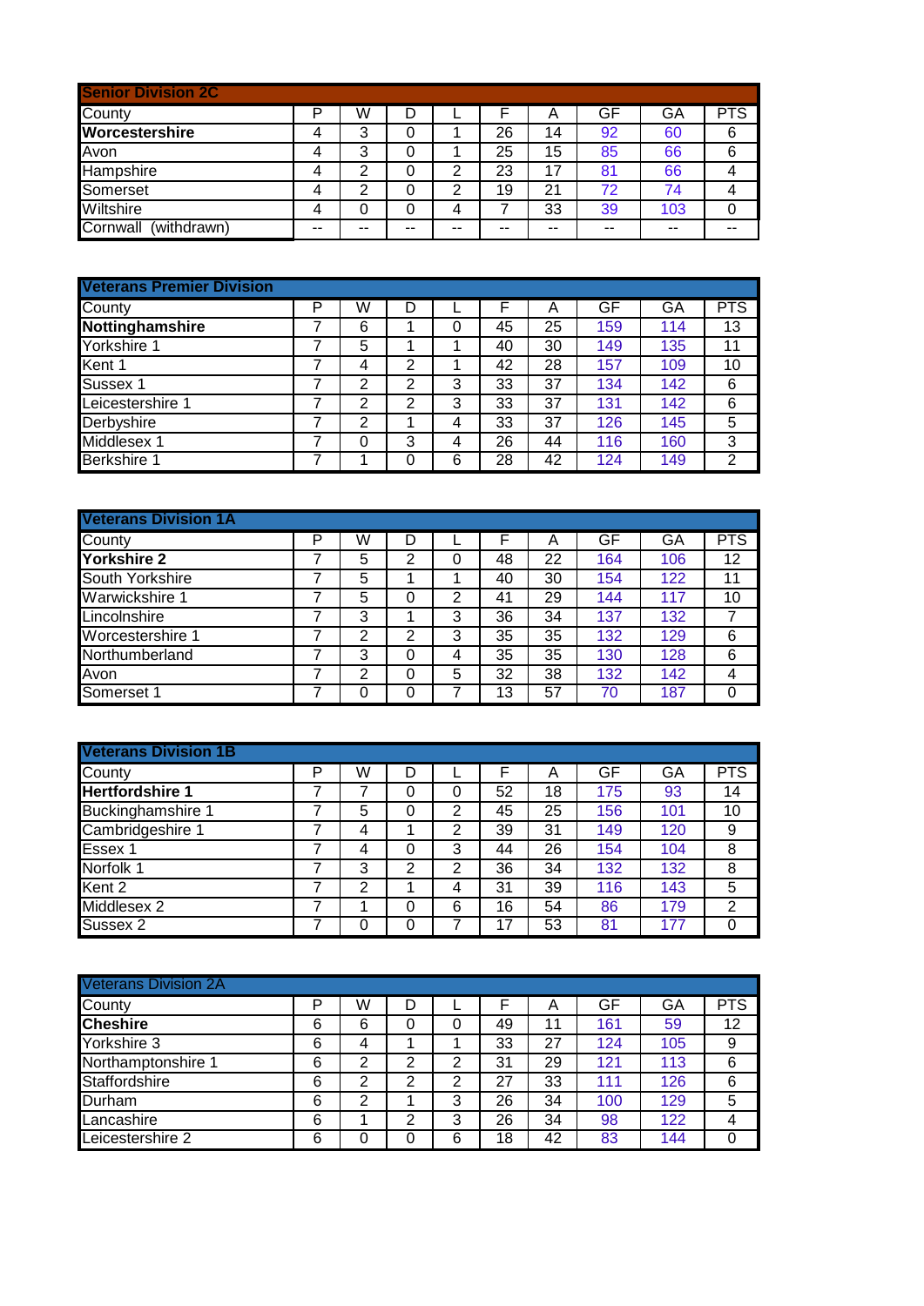## Senior Division 2C

| County | P | W | D | L | F | A | GF | GA | PTS |
|---|---|---|---|---|---|---|---|---|---|
| **Worcestershire** | 4 | 3 | 0 | 1 | 26 | 14 | 92 | 60 | 6 |
| Avon | 4 | 3 | 0 | 1 | 25 | 15 | 85 | 66 | 6 |
| Hampshire | 4 | 2 | 0 | 2 | 23 | 17 | 81 | 66 | 4 |
| Somerset | 4 | 2 | 0 | 2 | 19 | 21 | 72 | 74 | 4 |
| Wiltshire | 4 | 0 | 0 | 4 | 7 | 33 | 39 | 103 | 0 |
| Cornwall (withdrawn) | -- | -- | -- | -- | -- | -- | -- | -- | -- |

## Veterans Premier Division

| County | P | W | D | L | F | A | GF | GA | PTS |
|---|---|---|---|---|---|---|---|---|---|
| **Nottinghamshire** | 7 | 6 | 1 | 0 | 45 | 25 | 159 | 114 | 13 |
| Yorkshire 1 | 7 | 5 | 1 | 1 | 40 | 30 | 149 | 135 | 11 |
| Kent 1 | 7 | 4 | 2 | 1 | 42 | 28 | 157 | 109 | 10 |
| Sussex 1 | 7 | 2 | 2 | 3 | 33 | 37 | 134 | 142 | 6 |
| Leicestershire 1 | 7 | 2 | 2 | 3 | 33 | 37 | 131 | 142 | 6 |
| Derbyshire | 7 | 2 | 1 | 4 | 33 | 37 | 126 | 145 | 5 |
| Middlesex 1 | 7 | 0 | 3 | 4 | 26 | 44 | 116 | 160 | 3 |
| Berkshire 1 | 7 | 1 | 0 | 6 | 28 | 42 | 124 | 149 | 2 |

## Veterans Division 1A

| County | P | W | D | L | F | A | GF | GA | PTS |
|---|---|---|---|---|---|---|---|---|---|
| **Yorkshire 2** | 7 | 5 | 2 | 0 | 48 | 22 | 164 | 106 | 12 |
| South Yorkshire | 7 | 5 | 1 | 1 | 40 | 30 | 154 | 122 | 11 |
| Warwickshire 1 | 7 | 5 | 0 | 2 | 41 | 29 | 144 | 117 | 10 |
| Lincolnshire | 7 | 3 | 1 | 3 | 36 | 34 | 137 | 132 | 7 |
| Worcestershire 1 | 7 | 2 | 2 | 3 | 35 | 35 | 132 | 129 | 6 |
| Northumberland | 7 | 3 | 0 | 4 | 35 | 35 | 130 | 128 | 6 |
| Avon | 7 | 2 | 0 | 5 | 32 | 38 | 132 | 142 | 4 |
| Somerset 1 | 7 | 0 | 0 | 7 | 13 | 57 | 70 | 187 | 0 |

## Veterans Division 1B

| County | P | W | D | L | F | A | GF | GA | PTS |
|---|---|---|---|---|---|---|---|---|---|
| **Hertfordshire 1** | 7 | 7 | 0 | 0 | 52 | 18 | 175 | 93 | 14 |
| Buckinghamshire 1 | 7 | 5 | 0 | 2 | 45 | 25 | 156 | 101 | 10 |
| Cambridgeshire 1 | 7 | 4 | 1 | 2 | 39 | 31 | 149 | 120 | 9 |
| Essex 1 | 7 | 4 | 0 | 3 | 44 | 26 | 154 | 104 | 8 |
| Norfolk 1 | 7 | 3 | 2 | 2 | 36 | 34 | 132 | 132 | 8 |
| Kent 2 | 7 | 2 | 1 | 4 | 31 | 39 | 116 | 143 | 5 |
| Middlesex 2 | 7 | 1 | 0 | 6 | 16 | 54 | 86 | 179 | 2 |
| Sussex 2 | 7 | 0 | 0 | 7 | 17 | 53 | 81 | 177 | 0 |

## Veterans Division 2A

| County | P | W | D | L | F | A | GF | GA | PTS |
|---|---|---|---|---|---|---|---|---|---|
| **Cheshire** | 6 | 6 | 0 | 0 | 49 | 11 | 161 | 59 | 12 |
| Yorkshire 3 | 6 | 4 | 1 | 1 | 33 | 27 | 124 | 105 | 9 |
| Northamptonshire 1 | 6 | 2 | 2 | 2 | 31 | 29 | 121 | 113 | 6 |
| Staffordshire | 6 | 2 | 2 | 2 | 27 | 33 | 111 | 126 | 6 |
| Durham | 6 | 2 | 1 | 3 | 26 | 34 | 100 | 129 | 5 |
| Lancashire | 6 | 1 | 2 | 3 | 26 | 34 | 98 | 122 | 4 |
| Leicestershire 2 | 6 | 0 | 0 | 6 | 18 | 42 | 83 | 144 | 0 |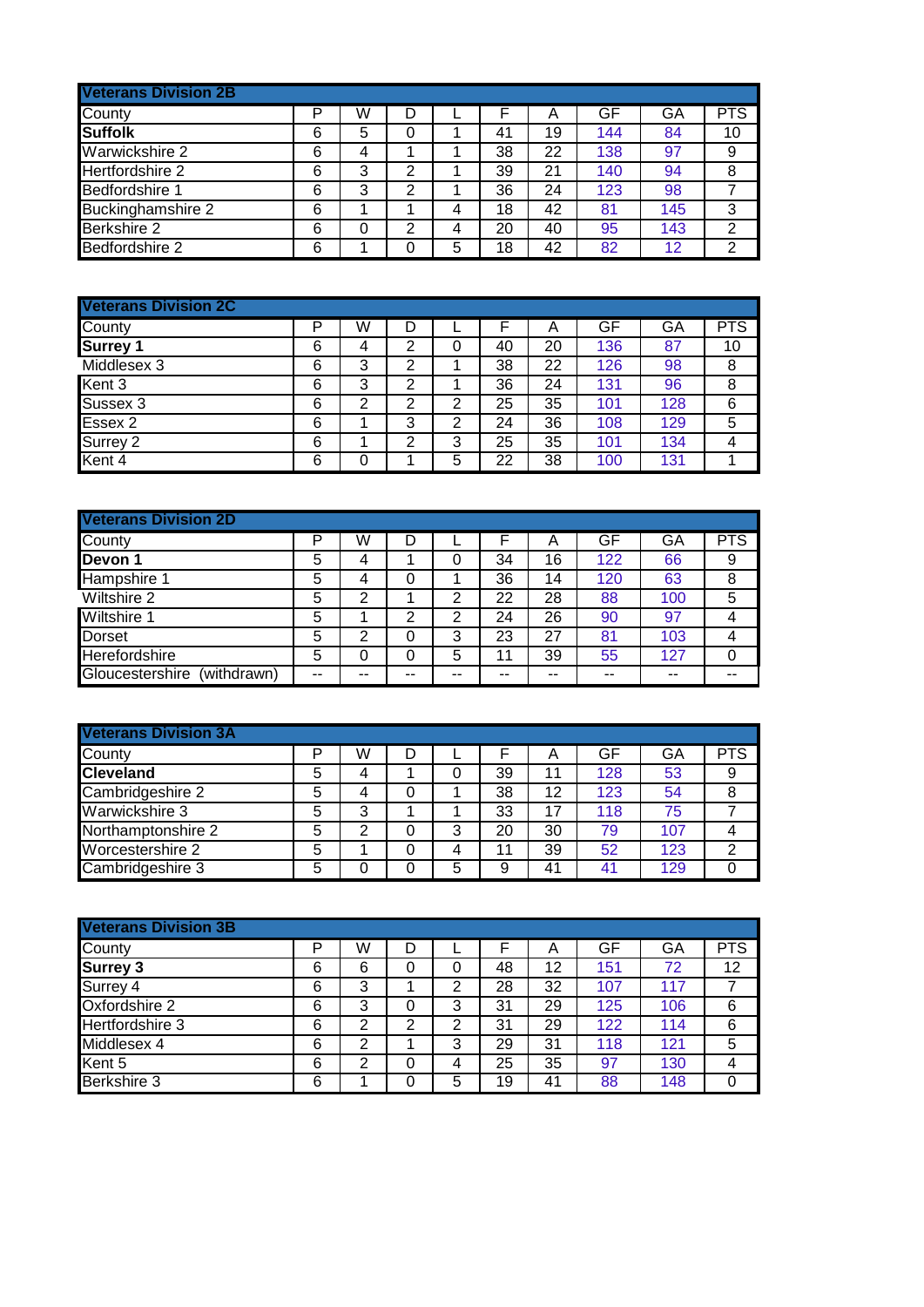## Veterans Division 2B

| County | P | W | D | L | F | A | GF | GA | PTS |
|---|---|---|---|---|---|---|---|---|---|
| **Suffolk** | 6 | 5 | 0 | 1 | 41 | 19 | 144 | 84 | 10 |
| Warwickshire 2 | 6 | 4 | 1 | 1 | 38 | 22 | 138 | 97 | 9 |
| Hertfordshire 2 | 6 | 3 | 2 | 1 | 39 | 21 | 140 | 94 | 8 |
| Bedfordshire 1 | 6 | 3 | 2 | 1 | 36 | 24 | 123 | 98 | 7 |
| Buckinghamshire 2 | 6 | 1 | 1 | 4 | 18 | 42 | 81 | 145 | 3 |
| Berkshire 2 | 6 | 0 | 2 | 4 | 20 | 40 | 95 | 143 | 2 |
| Bedfordshire 2 | 6 | 1 | 0 | 5 | 18 | 42 | 82 | 12 | 2 |

## Veterans Division 2C

| County | P | W | D | L | F | A | GF | GA | PTS |
|---|---|---|---|---|---|---|---|---|---|
| **Surrey 1** | 6 | 4 | 2 | 0 | 40 | 20 | 136 | 87 | 10 |
| Middlesex 3 | 6 | 3 | 2 | 1 | 38 | 22 | 126 | 98 | 8 |
| Kent 3 | 6 | 3 | 2 | 1 | 36 | 24 | 131 | 96 | 8 |
| Sussex 3 | 6 | 2 | 2 | 2 | 25 | 35 | 101 | 128 | 6 |
| Essex 2 | 6 | 1 | 3 | 2 | 24 | 36 | 108 | 129 | 5 |
| Surrey 2 | 6 | 1 | 2 | 3 | 25 | 35 | 101 | 134 | 4 |
| Kent 4 | 6 | 0 | 1 | 5 | 22 | 38 | 100 | 131 | 1 |

## Veterans Division 2D

| County | P | W | D | L | F | A | GF | GA | PTS |
|---|---|---|---|---|---|---|---|---|---|
| **Devon 1** | 5 | 4 | 1 | 0 | 34 | 16 | 122 | 66 | 9 |
| Hampshire 1 | 5 | 4 | 0 | 1 | 36 | 14 | 120 | 63 | 8 |
| Wiltshire 2 | 5 | 2 | 1 | 2 | 22 | 28 | 88 | 100 | 5 |
| Wiltshire 1 | 5 | 1 | 2 | 2 | 24 | 26 | 90 | 97 | 4 |
| Dorset | 5 | 2 | 0 | 3 | 23 | 27 | 81 | 103 | 4 |
| Herefordshire | 5 | 0 | 0 | 5 | 11 | 39 | 55 | 127 | 0 |
| Gloucestershire (withdrawn) | -- | -- | -- | -- | -- | -- | -- | -- | -- |

## Veterans Division 3A

| County | P | W | D | L | F | A | GF | GA | PTS |
|---|---|---|---|---|---|---|---|---|---|
| **Cleveland** | 5 | 4 | 1 | 0 | 39 | 11 | 128 | 53 | 9 |
| Cambridgeshire 2 | 5 | 4 | 0 | 1 | 38 | 12 | 123 | 54 | 8 |
| Warwickshire 3 | 5 | 3 | 1 | 1 | 33 | 17 | 118 | 75 | 7 |
| Northamptonshire 2 | 5 | 2 | 0 | 3 | 20 | 30 | 79 | 107 | 4 |
| Worcestershire 2 | 5 | 1 | 0 | 4 | 11 | 39 | 52 | 123 | 2 |
| Cambridgeshire 3 | 5 | 0 | 0 | 5 | 9 | 41 | 41 | 129 | 0 |

## Veterans Division 3B

| County | P | W | D | L | F | A | GF | GA | PTS |
|---|---|---|---|---|---|---|---|---|---|
| **Surrey 3** | 6 | 6 | 0 | 0 | 48 | 12 | 151 | 72 | 12 |
| Surrey 4 | 6 | 3 | 1 | 2 | 28 | 32 | 107 | 117 | 7 |
| Oxfordshire 2 | 6 | 3 | 0 | 3 | 31 | 29 | 125 | 106 | 6 |
| Hertfordshire 3 | 6 | 2 | 2 | 2 | 31 | 29 | 122 | 114 | 6 |
| Middlesex 4 | 6 | 2 | 1 | 3 | 29 | 31 | 118 | 121 | 5 |
| Kent 5 | 6 | 2 | 0 | 4 | 25 | 35 | 97 | 130 | 4 |
| Berkshire 3 | 6 | 1 | 0 | 5 | 19 | 41 | 88 | 148 | 0 |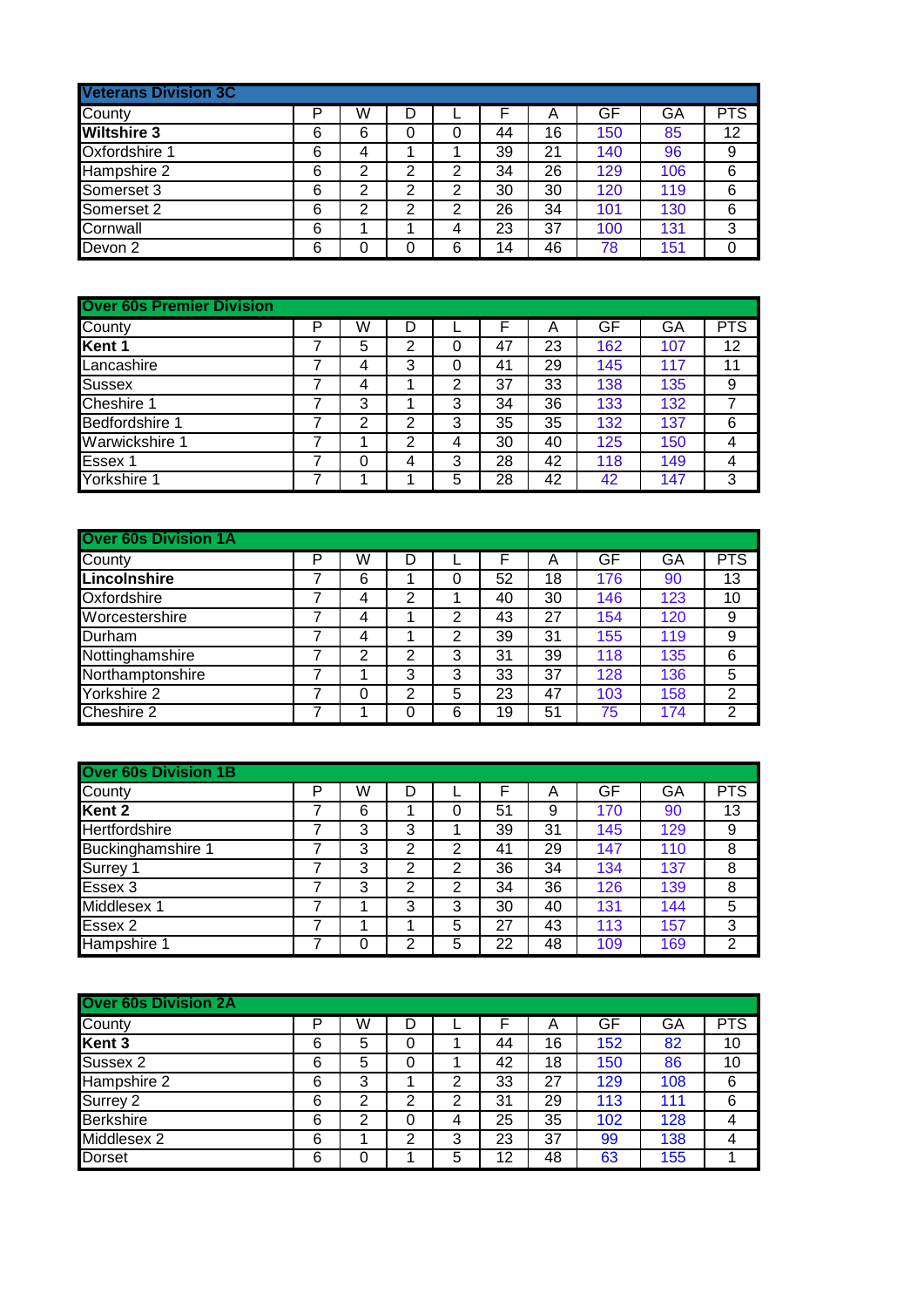## Veterans Division 3C

| County | P | W | D | L | F | A | GF | GA | PTS |
|---|---|---|---|---|---|---|---|---|---|
| **Wiltshire 3** | 6 | 6 | 0 | 0 | 44 | 16 | 150 | 85 | 12 |
| Oxfordshire 1 | 6 | 4 | 1 | 1 | 39 | 21 | 140 | 96 | 9 |
| Hampshire 2 | 6 | 2 | 2 | 2 | 34 | 26 | 129 | 106 | 6 |
| Somerset 3 | 6 | 2 | 2 | 2 | 30 | 30 | 120 | 119 | 6 |
| Somerset 2 | 6 | 2 | 2 | 2 | 26 | 34 | 101 | 130 | 6 |
| Cornwall | 6 | 1 | 1 | 4 | 23 | 37 | 100 | 131 | 3 |
| Devon 2 | 6 | 0 | 0 | 6 | 14 | 46 | 78 | 151 | 0 |

## Over 60s Premier Division

| County | P | W | D | L | F | A | GF | GA | PTS |
|---|---|---|---|---|---|---|---|---|---|
| **Kent 1** | 7 | 5 | 2 | 0 | 47 | 23 | 162 | 107 | 12 |
| Lancashire | 7 | 4 | 3 | 0 | 41 | 29 | 145 | 117 | 11 |
| Sussex | 7 | 4 | 1 | 2 | 37 | 33 | 138 | 135 | 9 |
| Cheshire 1 | 7 | 3 | 1 | 3 | 34 | 36 | 133 | 132 | 7 |
| Bedfordshire 1 | 7 | 2 | 2 | 3 | 35 | 35 | 132 | 137 | 6 |
| Warwickshire 1 | 7 | 1 | 2 | 4 | 30 | 40 | 125 | 150 | 4 |
| Essex 1 | 7 | 0 | 4 | 3 | 28 | 42 | 118 | 149 | 4 |
| Yorkshire 1 | 7 | 1 | 1 | 5 | 28 | 42 | 42 | 147 | 3 |

## Over 60s Division 1A

| County | P | W | D | L | F | A | GF | GA | PTS |
|---|---|---|---|---|---|---|---|---|---|
| **Lincolnshire** | 7 | 6 | 1 | 0 | 52 | 18 | 176 | 90 | 13 |
| Oxfordshire | 7 | 4 | 2 | 1 | 40 | 30 | 146 | 123 | 10 |
| Worcestershire | 7 | 4 | 1 | 2 | 43 | 27 | 154 | 120 | 9 |
| Durham | 7 | 4 | 1 | 2 | 39 | 31 | 155 | 119 | 9 |
| Nottinghamshire | 7 | 2 | 2 | 3 | 31 | 39 | 118 | 135 | 6 |
| Northamptonshire | 7 | 1 | 3 | 3 | 33 | 37 | 128 | 136 | 5 |
| Yorkshire 2 | 7 | 0 | 2 | 5 | 23 | 47 | 103 | 158 | 2 |
| Cheshire 2 | 7 | 1 | 0 | 6 | 19 | 51 | 75 | 174 | 2 |

## Over 60s Division 1B

| County | P | W | D | L | F | A | GF | GA | PTS |
|---|---|---|---|---|---|---|---|---|---|
| **Kent 2** | 7 | 6 | 1 | 0 | 51 | 9 | 170 | 90 | 13 |
| Hertfordshire | 7 | 3 | 3 | 1 | 39 | 31 | 145 | 129 | 9 |
| Buckinghamshire 1 | 7 | 3 | 2 | 2 | 41 | 29 | 147 | 110 | 8 |
| Surrey 1 | 7 | 3 | 2 | 2 | 36 | 34 | 134 | 137 | 8 |
| Essex 3 | 7 | 3 | 2 | 2 | 34 | 36 | 126 | 139 | 8 |
| Middlesex 1 | 7 | 1 | 3 | 3 | 30 | 40 | 131 | 144 | 5 |
| Essex 2 | 7 | 1 | 1 | 5 | 27 | 43 | 113 | 157 | 3 |
| Hampshire 1 | 7 | 0 | 2 | 5 | 22 | 48 | 109 | 169 | 2 |

## Over 60s Division 2A

| County | P | W | D | L | F | A | GF | GA | PTS |
|---|---|---|---|---|---|---|---|---|---|
| **Kent 3** | 6 | 5 | 0 | 1 | 44 | 16 | 152 | 82 | 10 |
| Sussex 2 | 6 | 5 | 0 | 1 | 42 | 18 | 150 | 86 | 10 |
| Hampshire 2 | 6 | 3 | 1 | 2 | 33 | 27 | 129 | 108 | 6 |
| Surrey 2 | 6 | 2 | 2 | 2 | 31 | 29 | 113 | 111 | 6 |
| Berkshire | 6 | 2 | 0 | 4 | 25 | 35 | 102 | 128 | 4 |
| Middlesex 2 | 6 | 1 | 2 | 3 | 23 | 37 | 99 | 138 | 4 |
| Dorset | 6 | 0 | 1 | 5 | 12 | 48 | 63 | 155 | 1 |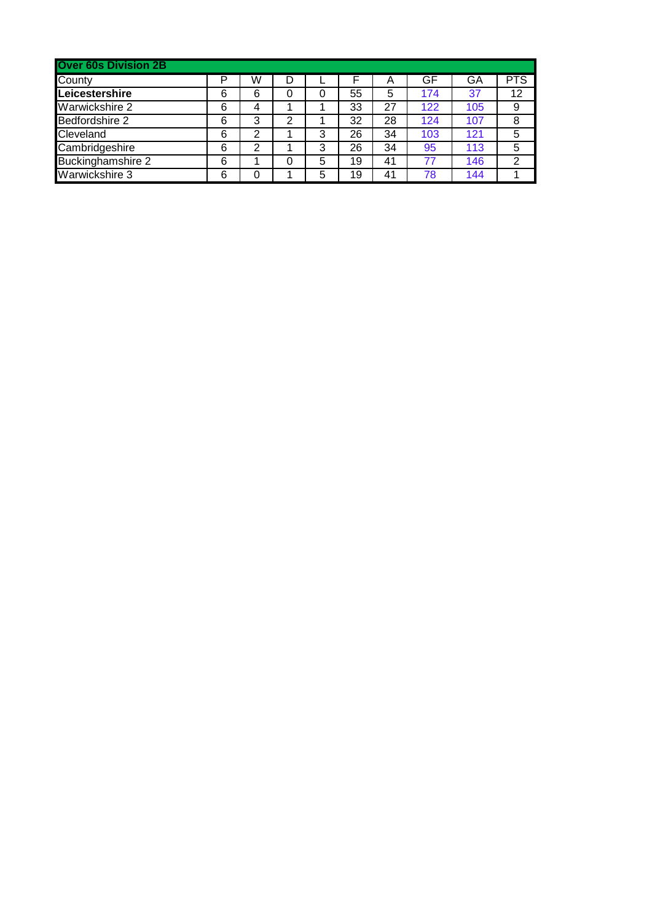**Over 60s Division 2B**

| County | P | W | D | L | F | A | GF | GA | PTS |
|---|---|---|---|---|---|---|---|---|---|
| **Leicestershire** | 6 | 6 | 0 | 0 | 55 | 5 | 174 | 37 | 12 |
| Warwickshire 2 | 6 | 4 | 1 | 1 | 33 | 27 | 122 | 105 | 9 |
| Bedfordshire 2 | 6 | 3 | 2 | 1 | 32 | 28 | 124 | 107 | 8 |
| Cleveland | 6 | 2 | 1 | 3 | 26 | 34 | 103 | 121 | 5 |
| Cambridgeshire | 6 | 2 | 1 | 3 | 26 | 34 | 95 | 113 | 5 |
| Buckinghamshire 2 | 6 | 1 | 0 | 5 | 19 | 41 | 77 | 146 | 2 |
| Warwickshire 3 | 6 | 0 | 1 | 5 | 19 | 41 | 78 | 144 | 1 |